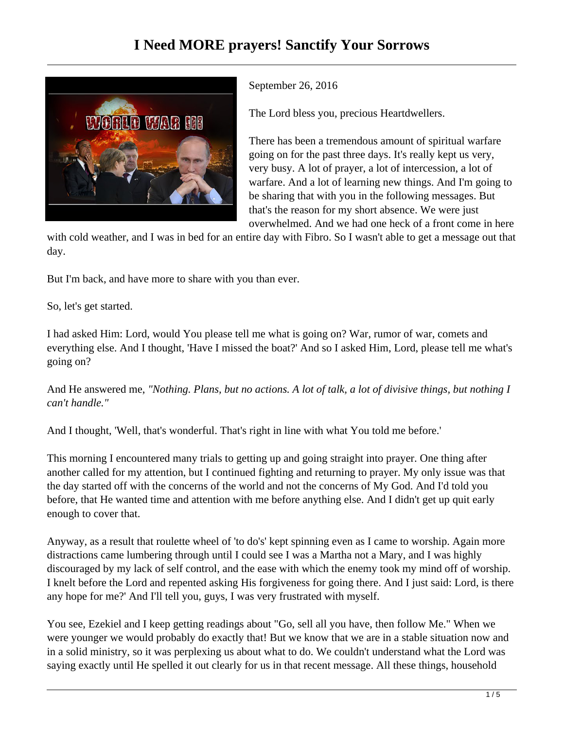# I Need MORE prayers! Sanctify Your Sorrows

September 26, 2016

The Lord bless you, precious Heartdwellers.

There has been a tremendous amount of spiritual warfare going on for the past three days. It's really kept us very, very busy. A lot of prayer, a lot of intercession, a lot of warfare. And a lot of learning new things. And I'm going to be sharing that with you in the following messages. But that's the reason for my short absence. We were just overwhelmed. And we had one heck of a front come in here with cold weather, and I was in bed for an entire day with Fibro. So I wasn't able to get a message out that day.

But I'm back, and have more to share with you than ever.

So, let's get started.

I had asked Him: Lord, would You please tell me what is going on? War, rumor of war, comets and everything else. And I thought, 'Have I missed the boat?' And so I asked Him, Lord, please tell me what's going on?

And He answered me, *"Nothing. Plans, but no actions. A lot of talk, a lot of divisive things, but nothing I can't handle."*

And I thought, 'Well, that's wonderful. That's right in line with what You told me before.'

This morning I encountered many trials to getting up and going straight into prayer. One thing after another called for my attention, but I continued fighting and returning to prayer. My only issue was that the day started off with the concerns of the world and not the concerns of My God. And I'd told you before, that He wanted time and attention with me before anything else. And I didn't get up quit early enough to cover that.

Anyway, as a result that roulette wheel of 'to do's' kept spinning even as I came to worship. Again more distractions came lumbering through until I could see I was a Martha not a Mary, and I was highly discouraged by my lack of self control, and the ease with which the enemy took my mind off of worship. I knelt before the Lord and repented asking His forgiveness for going there. And I just said: Lord, is there any hope for me?' And I'll tell you, guys, I was very frustrated with myself.

You see, Ezekiel and I keep getting readings about "Go, sell all you have, then follow Me." When we were younger we would probably do exactly that! But we know that we are in a stable situation now and in a solid ministry, so it was perplexing us about what to do. We couldn't understand what the Lord was saying exactly until He spelled it out clearly for us in that recent message. All these things, household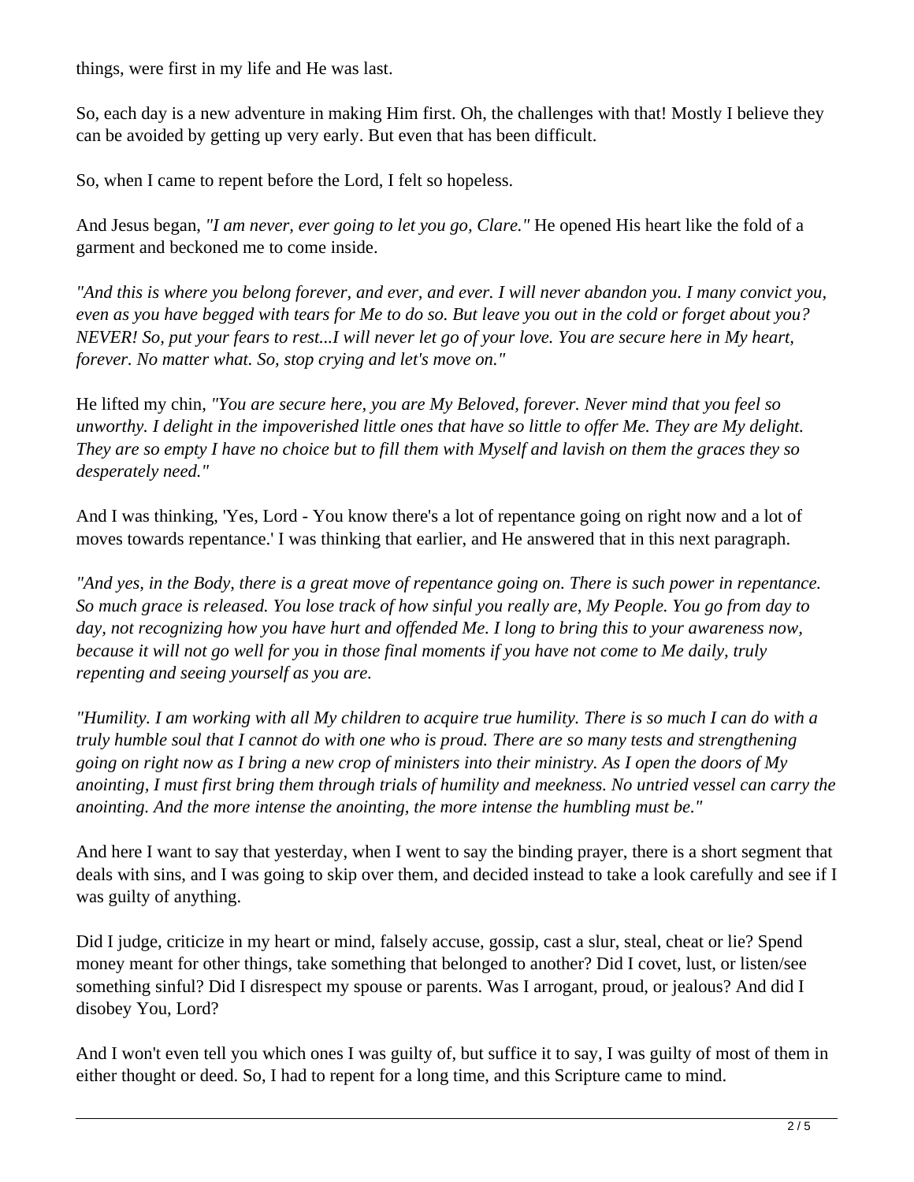things, were first in my life and He was last.

So, each day is a new adventure in making Him first. Oh, the challenges with that! Mostly I believe they can be avoided by getting up very early. But even that has been difficult.

So, when I came to repent before the Lord, I felt so hopeless.

And Jesus began, *"I am never, ever going to let you go, Clare."* He opened His heart like the fold of a garment and beckoned me to come inside.

*"And this is where you belong forever, and ever, and ever. I will never abandon you. I many convict you, even as you have begged with tears for Me to do so. But leave you out in the cold or forget about you? NEVER! So, put your fears to rest...I will never let go of your love. You are secure here in My heart, forever. No matter what. So, stop crying and let's move on."*

He lifted my chin, *"You are secure here, you are My Beloved, forever. Never mind that you feel so unworthy. I delight in the impoverished little ones that have so little to offer Me. They are My delight. They are so empty I have no choice but to fill them with Myself and lavish on them the graces they so desperately need."*

And I was thinking, 'Yes, Lord - You know there's a lot of repentance going on right now and a lot of moves towards repentance.' I was thinking that earlier, and He answered that in this next paragraph.

*"And yes, in the Body, there is a great move of repentance going on. There is such power in repentance. So much grace is released. You lose track of how sinful you really are, My People. You go from day to day, not recognizing how you have hurt and offended Me. I long to bring this to your awareness now, because it will not go well for you in those final moments if you have not come to Me daily, truly repenting and seeing yourself as you are.*

*"Humility. I am working with all My children to acquire true humility. There is so much I can do with a truly humble soul that I cannot do with one who is proud. There are so many tests and strengthening going on right now as I bring a new crop of ministers into their ministry. As I open the doors of My anointing, I must first bring them through trials of humility and meekness. No untried vessel can carry the anointing. And the more intense the anointing, the more intense the humbling must be."*

And here I want to say that yesterday, when I went to say the binding prayer, there is a short segment that deals with sins, and I was going to skip over them, and decided instead to take a look carefully and see if I was guilty of anything.

Did I judge, criticize in my heart or mind, falsely accuse, gossip, cast a slur, steal, cheat or lie? Spend money meant for other things, take something that belonged to another? Did I covet, lust, or listen/see something sinful? Did I disrespect my spouse or parents. Was I arrogant, proud, or jealous? And did I disobey You, Lord?

And I won't even tell you which ones I was guilty of, but suffice it to say, I was guilty of most of them in either thought or deed. So, I had to repent for a long time, and this Scripture came to mind.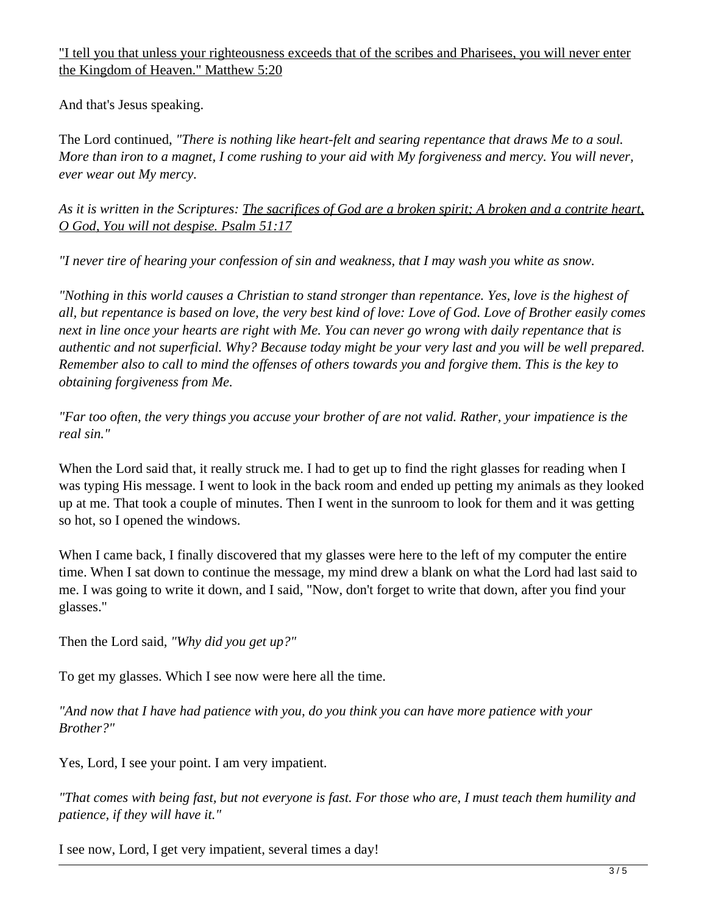"I tell you that unless your righteousness exceeds that of the scribes and Pharisees, you will never enter the Kingdom of Heaven." Matthew 5:20

And that's Jesus speaking.

The Lord continued, *"There is nothing like heart-felt and searing repentance that draws Me to a soul. More than iron to a magnet, I come rushing to your aid with My forgiveness and mercy. You will never, ever wear out My mercy.*

*As it is written in the Scriptures: The sacrifices of God are a broken spirit; A broken and a contrite heart, O God, You will not despise. Psalm 51:17*

*"I never tire of hearing your confession of sin and weakness, that I may wash you white as snow.*

*"Nothing in this world causes a Christian to stand stronger than repentance. Yes, love is the highest of all, but repentance is based on love, the very best kind of love: Love of God. Love of Brother easily comes next in line once your hearts are right with Me. You can never go wrong with daily repentance that is authentic and not superficial. Why? Because today might be your very last and you will be well prepared. Remember also to call to mind the offenses of others towards you and forgive them. This is the key to obtaining forgiveness from Me.*

*"Far too often, the very things you accuse your brother of are not valid. Rather, your impatience is the real sin."*

When the Lord said that, it really struck me. I had to get up to find the right glasses for reading when I was typing His message. I went to look in the back room and ended up petting my animals as they looked up at me. That took a couple of minutes. Then I went in the sunroom to look for them and it was getting so hot, so I opened the windows.

When I came back, I finally discovered that my glasses were here to the left of my computer the entire time. When I sat down to continue the message, my mind drew a blank on what the Lord had last said to me. I was going to write it down, and I said, "Now, don't forget to write that down, after you find your glasses."

Then the Lord said, *"Why did you get up?"*

To get my glasses. Which I see now were here all the time.

*"And now that I have had patience with you, do you think you can have more patience with your Brother?"*

Yes, Lord, I see your point. I am very impatient.

*"That comes with being fast, but not everyone is fast. For those who are, I must teach them humility and patience, if they will have it."*

I see now, Lord, I get very impatient, several times a day!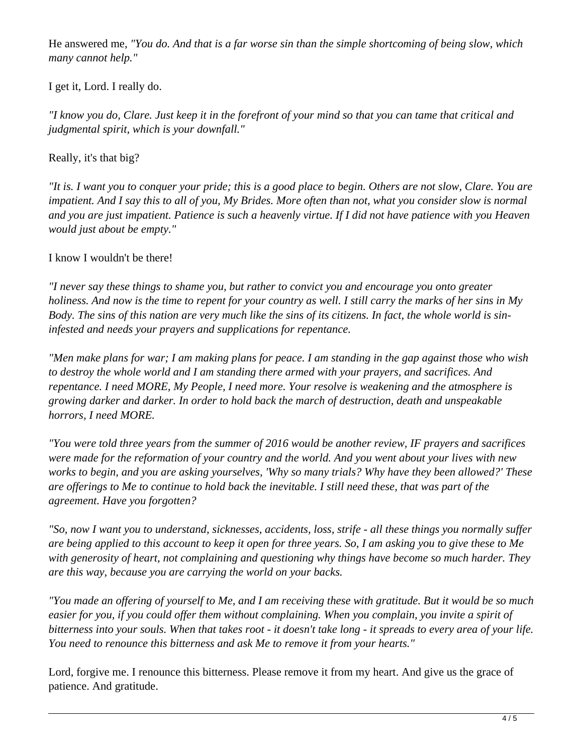He answered me, *"You do. And that is a far worse sin than the simple shortcoming of being slow, which many cannot help."*

I get it, Lord. I really do.

*"I know you do, Clare. Just keep it in the forefront of your mind so that you can tame that critical and judgmental spirit, which is your downfall."*

Really, it's that big?

*"It is. I want you to conquer your pride; this is a good place to begin. Others are not slow, Clare. You are impatient. And I say this to all of you, My Brides. More often than not, what you consider slow is normal and you are just impatient. Patience is such a heavenly virtue. If I did not have patience with you Heaven would just about be empty."*

I know I wouldn't be there!

*"I never say these things to shame you, but rather to convict you and encourage you onto greater holiness. And now is the time to repent for your country as well. I still carry the marks of her sins in My Body. The sins of this nation are very much like the sins of its citizens. In fact, the whole world is sin-infested and needs your prayers and supplications for repentance.*

*"Men make plans for war; I am making plans for peace. I am standing in the gap against those who wish to destroy the whole world and I am standing there armed with your prayers, and sacrifices. And repentance. I need MORE, My People, I need more. Your resolve is weakening and the atmosphere is growing darker and darker. In order to hold back the march of destruction, death and unspeakable horrors, I need MORE.*

*"You were told three years from the summer of 2016 would be another review, IF prayers and sacrifices were made for the reformation of your country and the world. And you went about your lives with new works to begin, and you are asking yourselves, 'Why so many trials? Why have they been allowed?' These are offerings to Me to continue to hold back the inevitable. I still need these, that was part of the agreement. Have you forgotten?*

*"So, now I want you to understand, sicknesses, accidents, loss, strife - all these things you normally suffer are being applied to this account to keep it open for three years. So, I am asking you to give these to Me with generosity of heart, not complaining and questioning why things have become so much harder. They are this way, because you are carrying the world on your backs.*

*"You made an offering of yourself to Me, and I am receiving these with gratitude. But it would be so much easier for you, if you could offer them without complaining. When you complain, you invite a spirit of bitterness into your souls. When that takes root - it doesn't take long - it spreads to every area of your life. You need to renounce this bitterness and ask Me to remove it from your hearts."*

Lord, forgive me. I renounce this bitterness. Please remove it from my heart. And give us the grace of patience. And gratitude.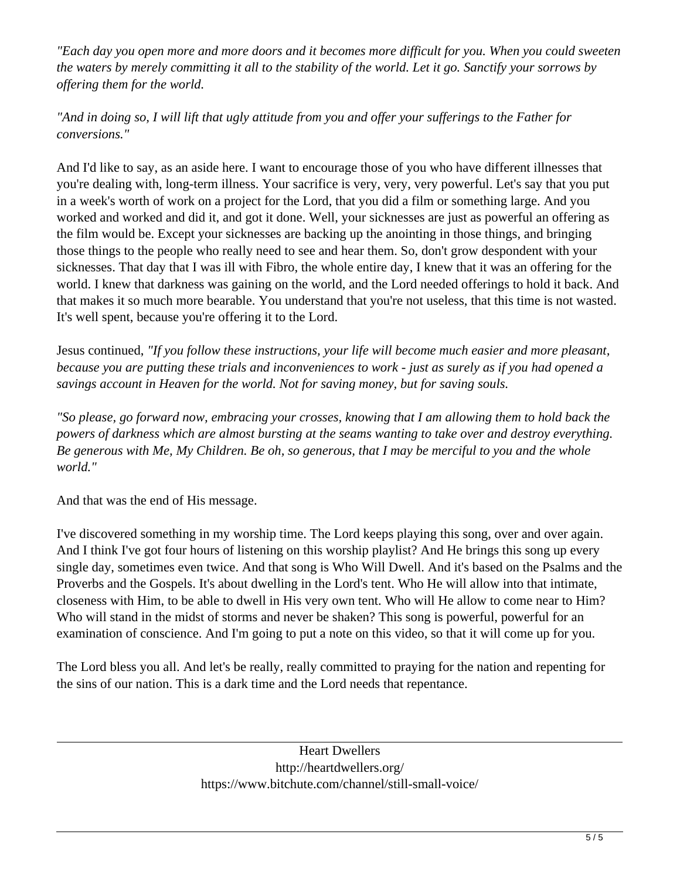*"Each day you open more and more doors and it becomes more difficult for you. When you could sweeten the waters by merely committing it all to the stability of the world. Let it go. Sanctify your sorrows by offering them for the world.*

*"And in doing so, I will lift that ugly attitude from you and offer your sufferings to the Father for conversions."*

And I'd like to say, as an aside here. I want to encourage those of you who have different illnesses that you're dealing with, long-term illness. Your sacrifice is very, very, very powerful. Let's say that you put in a week's worth of work on a project for the Lord, that you did a film or something large. And you worked and worked and did it, and got it done. Well, your sicknesses are just as powerful an offering as the film would be. Except your sicknesses are backing up the anointing in those things, and bringing those things to the people who really need to see and hear them. So, don't grow despondent with your sicknesses. That day that I was ill with Fibro, the whole entire day, I knew that it was an offering for the world. I knew that darkness was gaining on the world, and the Lord needed offerings to hold it back. And that makes it so much more bearable. You understand that you're not useless, that this time is not wasted. It's well spent, because you're offering it to the Lord.

Jesus continued, *"If you follow these instructions, your life will become much easier and more pleasant, because you are putting these trials and inconveniences to work - just as surely as if you had opened a savings account in Heaven for the world. Not for saving money, but for saving souls.*

*"So please, go forward now, embracing your crosses, knowing that I am allowing them to hold back the powers of darkness which are almost bursting at the seams wanting to take over and destroy everything. Be generous with Me, My Children. Be oh, so generous, that I may be merciful to you and the whole world."*

And that was the end of His message.

I've discovered something in my worship time. The Lord keeps playing this song, over and over again. And I think I've got four hours of listening on this worship playlist? And He brings this song up every single day, sometimes even twice. And that song is Who Will Dwell. And it's based on the Psalms and the Proverbs and the Gospels. It's about dwelling in the Lord's tent. Who He will allow into that intimate, closeness with Him, to be able to dwell in His very own tent. Who will He allow to come near to Him? Who will stand in the midst of storms and never be shaken? This song is powerful, powerful for an examination of conscience. And I'm going to put a note on this video, so that it will come up for you.

The Lord bless you all. And let's be really, really committed to praying for the nation and repenting for the sins of our nation. This is a dark time and the Lord needs that repentance.

---

Heart Dwellers
http://heartdwellers.org/
https://www.bitchute.com/channel/still-small-voice/